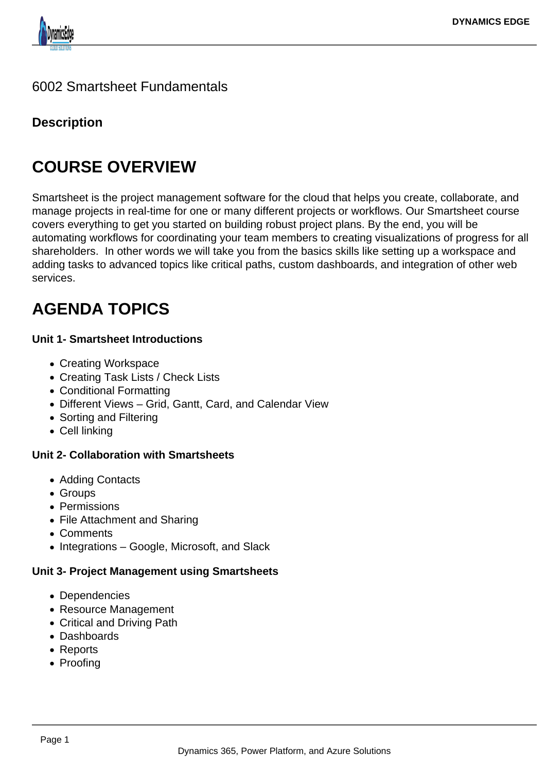6002 Smartsheet Fundamentals

**Description**

# COURSE OVERVIEW

Smartsheet is the project management software for the cloud that helps you create, collaborate, and manage projects in real-time for one or many different projects or workflows. Our Smartsheet course covers everything to get you started on building robust project plans. By the end, you will be automating workflows for coordinating your team members to creating visualizations of progress for all shareholders.  In other words we will take you from the basics skills like setting up a workspace and adding tasks to advanced topics like critical paths, custom dashboards, and integration of other web services.

# AGENDA TOPICS

**Unit 1- Smartsheet Introductions**

- Creating Workspace
- Creating Task Lists / Check Lists
- Conditional Formatting
- Different Views – Grid, Gantt, Card, and Calendar View
- Sorting and Filtering
- Cell linking

**Unit 2- Collaboration with Smartsheets**

- Adding Contacts
- Groups
- Permissions
- File Attachment and Sharing
- Comments
- Integrations – Google, Microsoft, and Slack

**Unit 3- Project Management using Smartsheets**

- Dependencies
- Resource Management
- Critical and Driving Path
- Dashboards
- Reports
- Proofing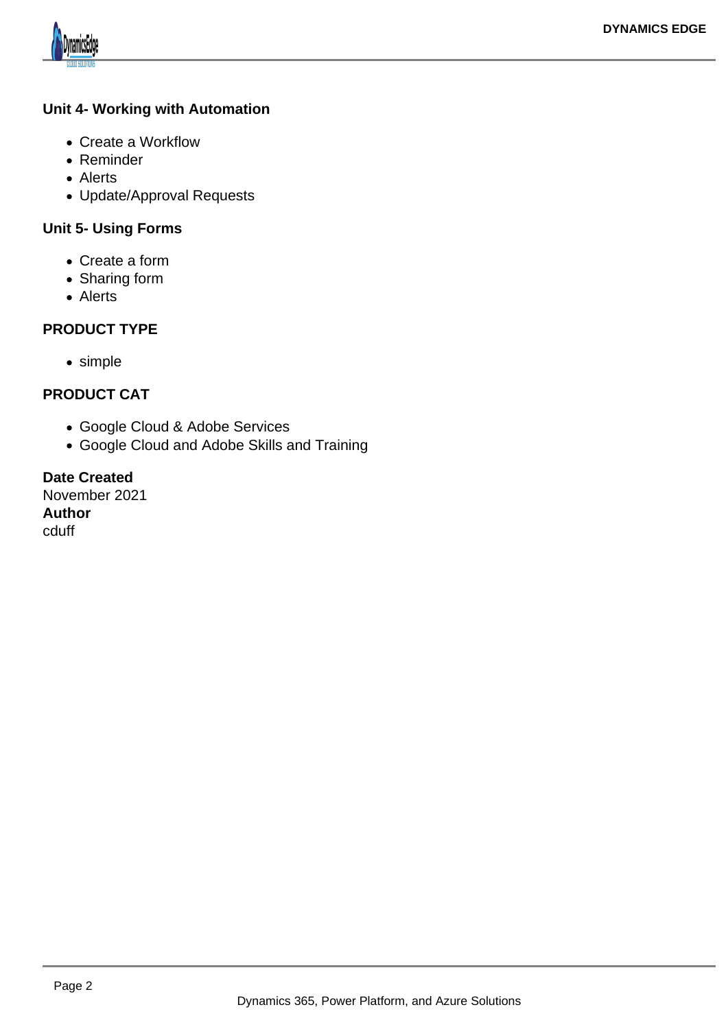**Unit 4- Working with Automation**

- Create a Workflow
- Reminder
- Alerts
- Update/Approval Requests

**Unit 5- Using Forms**

- Create a form
- Sharing form
- Alerts

**PRODUCT TYPE**

- simple

**PRODUCT CAT**

- Google Cloud & Adobe Services
- Google Cloud and Adobe Skills and Training

**Date Created**
November 2021
**Author**
cduff